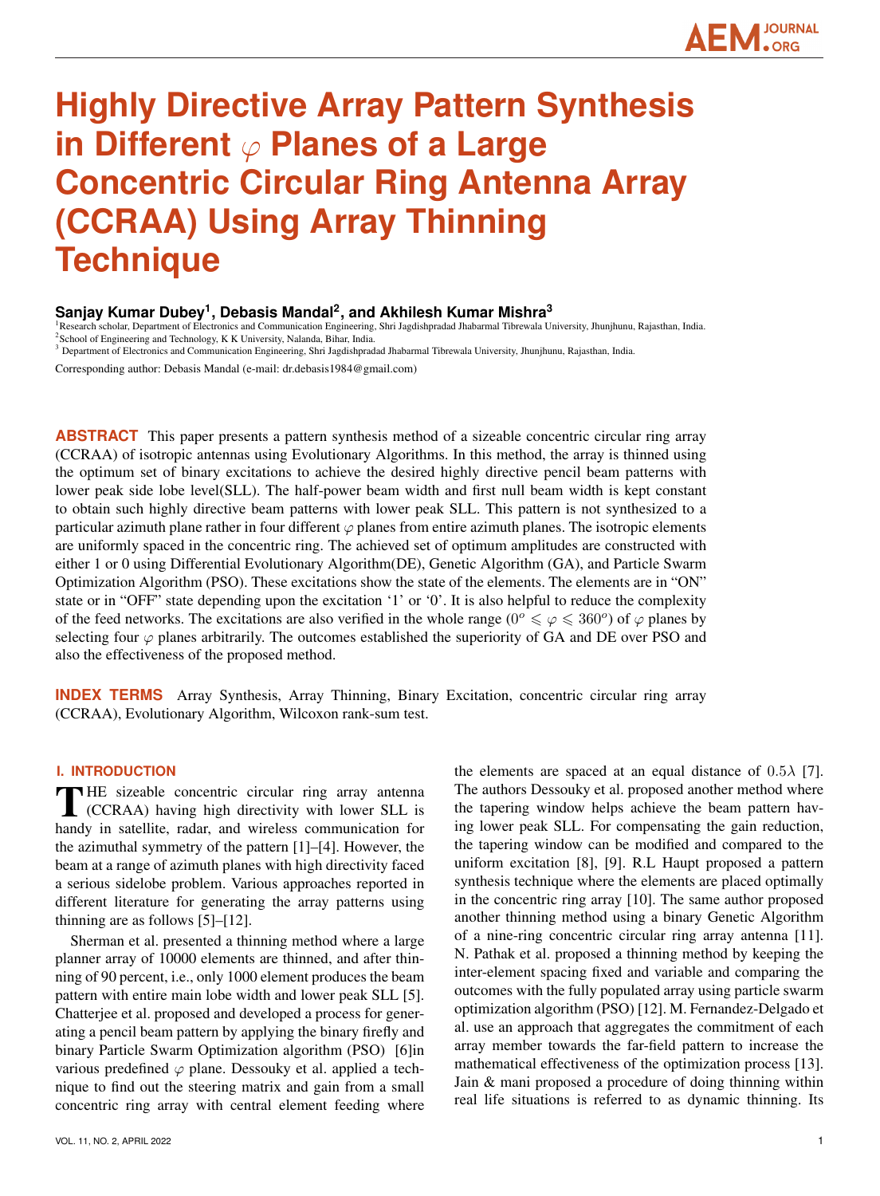# Highly Directive Array Pattern Synthesis in Different $\varphi$ Planes of a Large Concentric Circular Ring Antenna Array (CCRAA) Using Array Thinning Technique

**Sanjay Kumar Dubey[1], Debasis Mandal[2], and Akhilesh Kumar Mishra[3]**

[1]Research scholar, Department of Electronics and Communication Engineering, Shri Jagdishpradad Jhabarmal Tibrewala University, Jhunjhunu, Rajasthan, India.
[2]School of Engineering and Technology, K K University, Nalanda, Bihar, India.
[3] Department of Electronics and Communication Engineering, Shri Jagdishpradad Jhabarmal Tibrewala University, Jhunjhunu, Rajasthan, India.

Corresponding author: Debasis Mandal (e-mail: dr.debasis1984@gmail.com)

**ABSTRACT** This paper presents a pattern synthesis method of a sizeable concentric circular ring array (CCRAA) of isotropic antennas using Evolutionary Algorithms. In this method, the array is thinned using the optimum set of binary excitations to achieve the desired highly directive pencil beam patterns with lower peak side lobe level(SLL). The half-power beam width and first null beam width is kept constant to obtain such highly directive beam patterns with lower peak SLL. This pattern is not synthesized to a particular azimuth plane rather in four different $\varphi$ planes from entire azimuth planes. The isotropic elements are uniformly spaced in the concentric ring. The achieved set of optimum amplitudes are constructed with either 1 or 0 using Differential Evolutionary Algorithm(DE), Genetic Algorithm (GA), and Particle Swarm Optimization Algorithm (PSO). These excitations show the state of the elements. The elements are in "ON" state or in "OFF" state depending upon the excitation '1' or '0'. It is also helpful to reduce the complexity of the feed networks. The excitations are also verified in the whole range ($0^o \leqslant \varphi \leqslant 360^o$) of $\varphi$ planes by selecting four $\varphi$ planes arbitrarily. The outcomes established the superiority of GA and DE over PSO and also the effectiveness of the proposed method.

**INDEX TERMS** Array Synthesis, Array Thinning, Binary Excitation, concentric circular ring array (CCRAA), Evolutionary Algorithm, Wilcoxon rank-sum test.

## I. INTRODUCTION

THE sizeable concentric circular ring array antenna (CCRAA) having high directivity with lower SLL is handy in satellite, radar, and wireless communication for the azimuthal symmetry of the pattern [1]–[4]. However, the beam at a range of azimuth planes with high directivity faced a serious sidelobe problem. Various approaches reported in different literature for generating the array patterns using thinning are as follows [5]–[12].

Sherman et al. presented a thinning method where a large planner array of 10000 elements are thinned, and after thinning of 90 percent, i.e., only 1000 element produces the beam pattern with entire main lobe width and lower peak SLL [5]. Chatterjee et al. proposed and developed a process for generating a pencil beam pattern by applying the binary firefly and binary Particle Swarm Optimization algorithm (PSO) [6]in various predefined $\varphi$ plane. Dessouky et al. applied a technique to find out the steering matrix and gain from a small concentric ring array with central element feeding where the elements are spaced at an equal distance of $0.5\lambda$ [7]. The authors Dessouky et al. proposed another method where the tapering window helps achieve the beam pattern having lower peak SLL. For compensating the gain reduction, the tapering window can be modified and compared to the uniform excitation [8], [9]. R.L Haupt proposed a pattern synthesis technique where the elements are placed optimally in the concentric ring array [10]. The same author proposed another thinning method using a binary Genetic Algorithm of a nine-ring concentric circular ring array antenna [11]. N. Pathak et al. proposed a thinning method by keeping the inter-element spacing fixed and variable and comparing the outcomes with the fully populated array using particle swarm optimization algorithm (PSO) [12]. M. Fernandez-Delgado et al. use an approach that aggregates the commitment of each array member towards the far-field pattern to increase the mathematical effectiveness of the optimization process [13]. Jain & mani proposed a procedure of doing thinning within real life situations is referred to as dynamic thinning. Its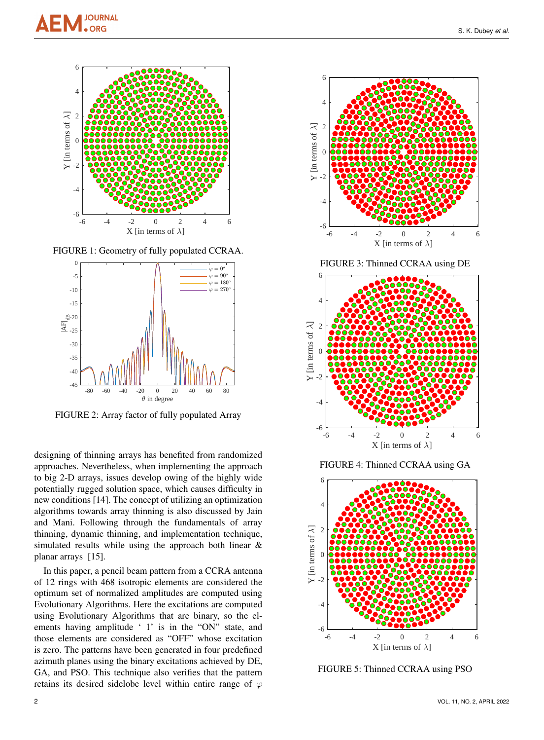FIGURE 1: Geometry of fully populated CCRAA.

FIGURE 2: Array factor of fully populated Array

designing of thinning arrays has benefited from randomized approaches. Nevertheless, when implementing the approach to big 2-D arrays, issues develop owing of the highly wide potentially rugged solution space, which causes difficulty in new conditions [14]. The concept of utilizing an optimization algorithms towards array thinning is also discussed by Jain and Mani. Following through the fundamentals of array thinning, dynamic thinning, and implementation technique, simulated results while using the approach both linear & planar arrays [15].

In this paper, a pencil beam pattern from a CCRA antenna of 12 rings with 468 isotropic elements are considered the optimum set of normalized amplitudes are computed using Evolutionary Algorithms. Here the excitations are computed using Evolutionary Algorithms that are binary, so the elements having amplitude ' 1' is in the "ON" state, and those elements are considered as "OFF" whose excitation is zero. The patterns have been generated in four predefined azimuth planes using the binary excitations achieved by DE, GA, and PSO. This technique also verifies that the pattern retains its desired sidelobe level within entire range of $\varphi$

FIGURE 3: Thinned CCRAA using DE

FIGURE 4: Thinned CCRAA using GA

FIGURE 5: Thinned CCRAA using PSO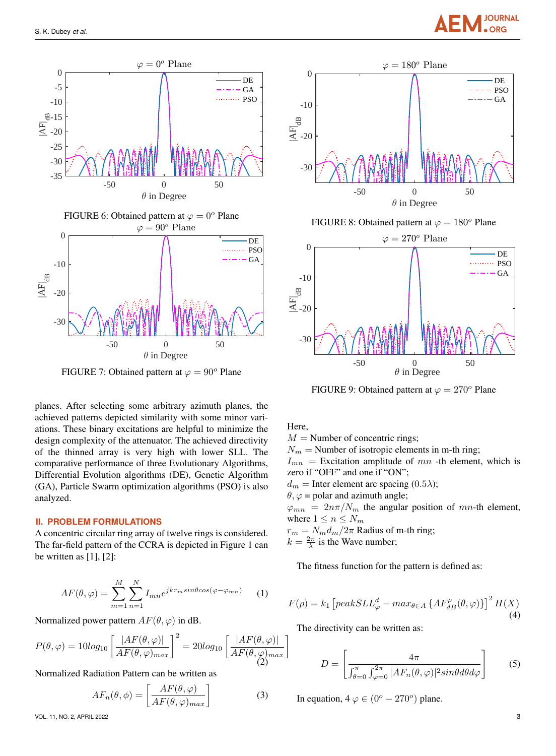FIGURE 6: Obtained pattern at $\varphi = 0^o$ Plane

FIGURE 7: Obtained pattern at $\varphi = 90^o$ Plane

FIGURE 8: Obtained pattern at $\varphi = 180^o$ Plane

FIGURE 9: Obtained pattern at $\varphi = 270^o$ Plane

planes. After selecting some arbitrary azimuth planes, the achieved patterns depicted similarity with some minor variations. These binary excitations are helpful to minimize the design complexity of the attenuator. The achieved directivity of the thinned array is very high with lower SLL. The comparative performance of three Evolutionary Algorithms, Differential Evolution algorithms (DE), Genetic Algorithm (GA), Particle Swarm optimization algorithms (PSO) is also analyzed.

## II. PROBLEM FORMULATIONS

A concentric circular ring array of twelve rings is considered. The far-field pattern of the CCRA is depicted in Figure 1 can be written as [1], [2]:

$$AF(\theta,\varphi) = \sum_{m=1}^{M}\sum_{n=1}^{N} I_{mn}e^{jkr_m sin\theta cos(\varphi-\varphi_{mn})} \tag{1}$$

Normalized power pattern $AF(\theta,\varphi)$ in dB.

$$P(\theta,\varphi) = 10log_{10}\left[\frac{|AF(\theta,\varphi)|}{AF(\theta,\varphi)_{max}}\right]^2 = 20log_{10}\left[\frac{|AF(\theta,\varphi)|}{AF(\theta,\varphi)_{max}}\right] \tag{2}$$

Normalized Radiation Pattern can be written as

$$AF_n(\theta,\phi) = \left[\frac{AF(\theta,\varphi)}{AF(\theta,\varphi)_{max}}\right] \tag{3}$$

Here,
$M$ = Number of concentric rings;
$N_m$ = Number of isotropic elements in m-th ring;
$I_{mn}$ = Excitation amplitude of $mn$ -th element, which is zero if "OFF" and one if "ON";
$d_m$ = Inter element arc spacing $(0.5\lambda)$;
$\theta, \varphi$ = polar and azimuth angle;
$\varphi_{mn} = 2n\pi/N_m$ the angular position of $mn$-th element, where $1 \leq n \leq N_m$
$r_m = N_m d_m/2\pi$ Radius of m-th ring;
$k = \frac{2\pi}{\lambda}$ is the Wave number;

The fitness function for the pattern is defined as:

$$F(\rho) = k_1\left[peakSLL_{\varphi}^{d} - max_{\theta\in A}\left\{AF_{dB}^{\rho}(\theta,\varphi)\right\}\right]^2 H(X) \tag{4}$$

The directivity can be written as:

$$D = \left[\frac{4\pi}{\int_{\theta=0}^{\pi}\int_{\varphi=0}^{2\pi}|AF_n(\theta,\varphi)|^2 sin\theta d\theta d\varphi}\right] \tag{5}$$

In equation, 4 $\varphi \in (0^o - 270^o)$ plane.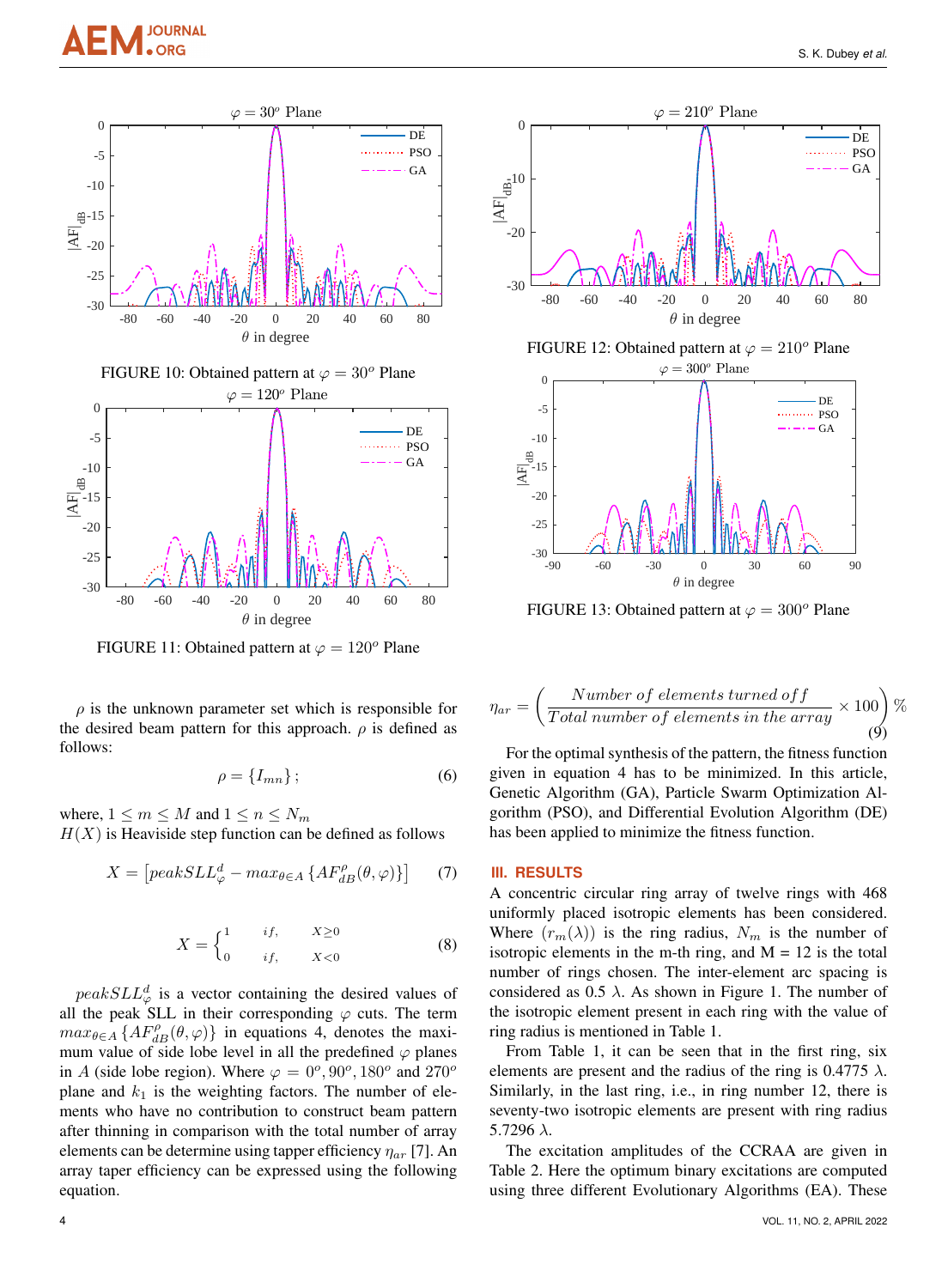FIGURE 10: Obtained pattern at $\varphi = 30^o$ Plane

FIGURE 11: Obtained pattern at $\varphi = 120^o$ Plane

FIGURE 12: Obtained pattern at $\varphi = 210^o$ Plane

FIGURE 13: Obtained pattern at $\varphi = 300^o$ Plane

$\rho$ is the unknown parameter set which is responsible for the desired beam pattern for this approach. $\rho$ is defined as follows:

$$\rho = \{I_{mn}\}; \tag{6}$$

where, $1 \leq m \leq M$ and $1 \leq n \leq N_m$
$H(X)$ is Heaviside step function can be defined as follows

$$X = \left[peakSLL_{\varphi}^{d} - max_{\theta \in A}\left\{AF_{dB}^{\rho}(\theta, \varphi)\right\}\right] \tag{7}$$

$$X = \begin{cases} 1 & if, \quad X \geq 0 \\ 0 & if, \quad X < 0 \end{cases} \tag{8}$$

$peakSLL_{\varphi}^{d}$ is a vector containing the desired values of all the peak SLL in their corresponding $\varphi$ cuts. The term $max_{\theta \in A}\left\{AF_{dB}^{\rho}(\theta, \varphi)\right\}$ in equations 4, denotes the maximum value of side lobe level in all the predefined $\varphi$ planes in $A$ (side lobe region). Where $\varphi = 0^o, 90^o, 180^o$ and $270^o$ plane and $k_1$ is the weighting factors. The number of elements who have no contribution to construct beam pattern after thinning in comparison with the total number of array elements can be determine using tapper efficiency $\eta_{ar}$ [7]. An array taper efficiency can be expressed using the following equation.

$$\eta_{ar} = \left(\frac{Number\ of\ elements\ turned\ off}{Total\ number\ of\ elements\ in\ the\ array} \times 100\right)\% \tag{9}$$

For the optimal synthesis of the pattern, the fitness function given in equation 4 has to be minimized. In this article, Genetic Algorithm (GA), Particle Swarm Optimization Algorithm (PSO), and Differential Evolution Algorithm (DE) has been applied to minimize the fitness function.

## III. RESULTS

A concentric circular ring array of twelve rings with 468 uniformly placed isotropic elements has been considered. Where $(r_m(\lambda))$ is the ring radius, $N_m$ is the number of isotropic elements in the m-th ring, and M = 12 is the total number of rings chosen. The inter-element arc spacing is considered as 0.5 $\lambda$. As shown in Figure 1. The number of the isotropic element present in each ring with the value of ring radius is mentioned in Table 1.

From Table 1, it can be seen that in the first ring, six elements are present and the radius of the ring is 0.4775 $\lambda$. Similarly, in the last ring, i.e., in ring number 12, there is seventy-two isotropic elements are present with ring radius 5.7296 $\lambda$.

The excitation amplitudes of the CCRAA are given in Table 2. Here the optimum binary excitations are computed using three different Evolutionary Algorithms (EA). These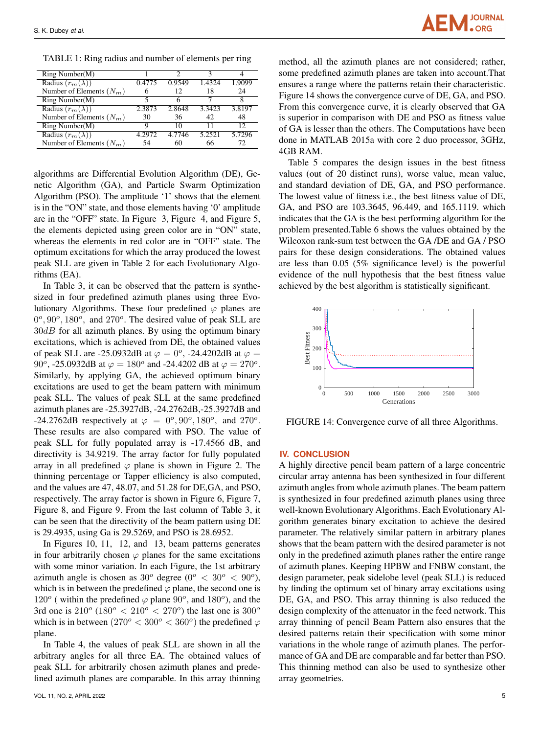TABLE 1: Ring radius and number of elements per ring

| Ring Number(M) | 1 | 2 | 3 | 4 |
|---|---|---|---|---|
| Radius ($r_m(\lambda)$) | 0.4775 | 0.9549 | 1.4324 | 1.9099 |
| Number of Elements ($N_m$) | 6 | 12 | 18 | 24 |
| Ring Number(M) | 5 | 6 | 7 | 8 |
| Radius ($r_m(\lambda)$) | 2.3873 | 2.8648 | 3.3423 | 3.8197 |
| Number of Elements ($N_m$) | 30 | 36 | 42 | 48 |
| Ring Number(M) | 9 | 10 | 11 | 12 |
| Radius ($r_m(\lambda)$) | 4.2972 | 4.7746 | 5.2521 | 5.7296 |
| Number of Elements ($N_m$) | 54 | 60 | 66 | 72 |

algorithms are Differential Evolution Algorithm (DE), Genetic Algorithm (GA), and Particle Swarm Optimization Algorithm (PSO). The amplitude '1' shows that the element is in the "ON" state, and those elements having '0' amplitude are in the "OFF" state. In Figure 3, Figure 4, and Figure 5, the elements depicted using green color are in "ON" state, whereas the elements in red color are in "OFF" state. The optimum excitations for which the array produced the lowest peak SLL are given in Table 2 for each Evolutionary Algorithms (EA).

In Table 3, it can be observed that the pattern is synthesized in four predefined azimuth planes using three Evolutionary Algorithms. These four predefined $\varphi$ planes are $0^o, 90^o, 180^o$, and $270^o$. The desired value of peak SLL are $30dB$ for all azimuth planes. By using the optimum binary excitations, which is achieved from DE, the obtained values of peak SLL are -25.0932dB at $\varphi = 0^o$, -24.4202dB at $\varphi = 90^o$, -25.0932dB at $\varphi = 180^o$ and -24.4202 dB at $\varphi = 270^o$. Similarly, by applying GA, the achieved optimum binary excitations are used to get the beam pattern with minimum peak SLL. The values of peak SLL at the same predefined azimuth planes are -25.3927dB, -24.2762dB,-25.3927dB and -24.2762dB respectively at $\varphi = 0^o, 90^o, 180^o$, and $270^o$. These results are also compared with PSO. The value of peak SLL for fully populated array is -17.4566 dB, and directivity is 34.9219. The array factor for fully populated array in all predefined $\varphi$ plane is shown in Figure 2. The thinning percentage or Tapper efficiency is also computed, and the values are 47, 48.07, and 51.28 for DE,GA, and PSO, respectively. The array factor is shown in Figure 6, Figure 7, Figure 8, and Figure 9. From the last column of Table 3, it can be seen that the directivity of the beam pattern using DE is 29.4935, using Ga is 29.5269, and PSO is 28.6952.

In Figures 10, 11, 12, and 13, beam patterns generates in four arbitrarily chosen $\varphi$ planes for the same excitations with some minor variation. In each Figure, the 1st arbitrary azimuth angle is chosen as $30^o$ degree ($0^o < 30^o < 90^o$), which is in between the predefined $\varphi$ plane, the second one is $120^o$ ( within the predefined $\varphi$ plane $90^o$, and $180^o$), and the 3rd one is $210^o$ ($180^o < 210^o < 270^o$) the last one is $300^o$ which is in between ($270^o < 300^o < 360^o$) the predefined $\varphi$ plane.

In Table 4, the values of peak SLL are shown in all the arbitrary angles for all three EA. The obtained values of peak SLL for arbitrarily chosen azimuth planes and predefined azimuth planes are comparable. In this array thinning method, all the azimuth planes are not considered; rather, some predefined azimuth planes are taken into account.That ensures a range where the patterns retain their characteristic. Figure 14 shows the convergence curve of DE, GA, and PSO. From this convergence curve, it is clearly observed that GA is superior in comparison with DE and PSO as fitness value of GA is lesser than the others. The Computations have been done in MATLAB 2015a with core 2 duo processor, 3GHz, 4GB RAM.

Table 5 compares the design issues in the best fitness values (out of 20 distinct runs), worse value, mean value, and standard deviation of DE, GA, and PSO performance. The lowest value of fitness i.e., the best fitness value of DE, GA, and PSO are 103.3645, 96.449, and 165.1119. which indicates that the GA is the best performing algorithm for the problem presented.Table 6 shows the values obtained by the Wilcoxon rank-sum test between the GA /DE and GA / PSO pairs for these design considerations. The obtained values are less than 0.05 (5% significance level) is the powerful evidence of the null hypothesis that the best fitness value achieved by the best algorithm is statistically significant.

FIGURE 14: Convergence curve of all three Algorithms.

## IV. CONCLUSION

A highly directive pencil beam pattern of a large concentric circular array antenna has been synthesized in four different azimuth angles from whole azimuth planes. The beam pattern is synthesized in four predefined azimuth planes using three well-known Evolutionary Algorithms. Each Evolutionary Algorithm generates binary excitation to achieve the desired parameter. The relatively similar pattern in arbitrary planes shows that the beam pattern with the desired parameter is not only in the predefined azimuth planes rather the entire range of azimuth planes. Keeping HPBW and FNBW constant, the design parameter, peak sidelobe level (peak SLL) is reduced by finding the optimum set of binary array excitations using DE, GA, and PSO. This array thinning is also reduced the design complexity of the attenuator in the feed network. This array thinning of pencil Beam Pattern also ensures that the desired patterns retain their specification with some minor variations in the whole range of azimuth planes. The performance of GA and DE are comparable and far better than PSO. This thinning method can also be used to synthesize other array geometries.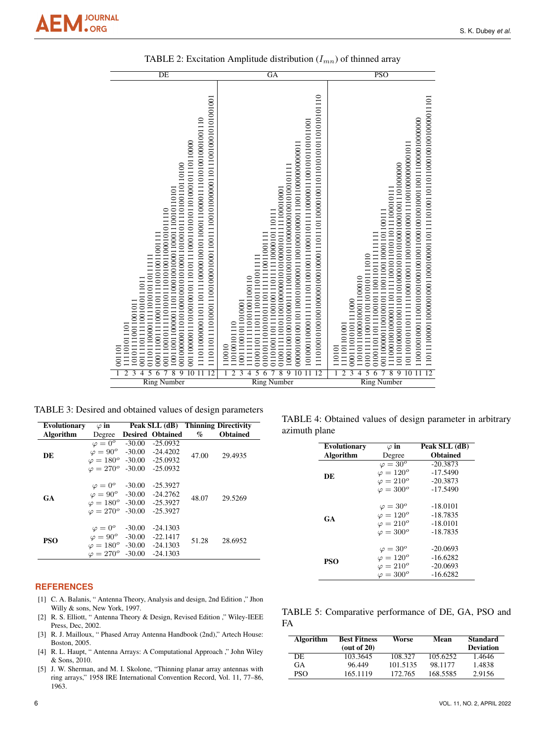TABLE 2: Excitation Amplitude distribution ($I_{mn}$) of thinned array

| Ring Number | DE | GA | PSO |
|---|---|---|---|
| 1 | 001101 | 110010 | 110101 |
| 2 | 111101011101 | 110100101110 | 111101101001 |
| 3 | 101011110011001011 | 100110010101001001 | 000111010101011111000 |
| 4 | 001110111100101011011011 | 111111010100100110110 | 110101100001000111100010 |
| 5 | 011011000011110101010111111 | 010010111101101010101011111 | 010111100101010101011110 |
| 6 | 000111001110001101111010100110011111 | 0101011010101011101111110011001111 | 0100110110111001011001111111111 |
| 7 | 001110010111101010101111010100011010111110 | 01010011011100101101111110000101110111 | 0011000001001001011001100011011001100111 |
| 8 | 100110010000111101001001000110001100101010101 | 010011110101000000101010100101111110001001 | 11000100100000111101011010011010110001011 1 |
| 9 | 001000000101010100101001011011010011101100 | 100010010101000111001011000000010010011111 | 101100010100110100010101000100010111010000000 |
| 10 | 00110000010100100111011010111000101010110110000 | 00000010010011011001000001110010000011001000000000011 | 1010101011111100001000111001000000000001011 |
| 11 | 110110000001101110110000100101000110000111010100100100011 0 | 101000100001111111011000111000110111100000111001010110101001 | 110010010001110010010001000100100010010001001111000000100000000 |
| 12 | 1101101111010001110010000100010011011100101000000101111001000101010101001 | 111001001001001000000100010000111011011100001001101010101010101010101110 | 101111000010000001000100000101111010010110111100100100100000011101 |

TABLE 3: Desired and obtained values of design parameters

| Evolutionary Algorithm | $\varphi$ in Degree | Peak SLL (dB) Desired | Peak SLL (dB) Obtained | Thinning % | Directivity Obtained |
|---|---|---|---|---|---|
| DE | $\varphi = 0^o$ | -30.00 | -25.0932 | 47.00 | 29.4935 |
| | $\varphi = 90^o$ | -30.00 | -24.4202 | | |
| | $\varphi = 180^o$ | -30.00 | -25.0932 | | |
| | $\varphi = 270^o$ | -30.00 | -25.0932 | | |
| GA | $\varphi = 0^o$ | -30.00 | -25.3927 | 48.07 | 29.5269 |
| | $\varphi = 90^o$ | -30.00 | -24.2762 | | |
| | $\varphi = 180^o$ | -30.00 | -25.3927 | | |
| | $\varphi = 270^o$ | -30.00 | -25.3927 | | |
| PSO | $\varphi = 0^o$ | -30.00 | -24.1303 | 51.28 | 28.6952 |
| | $\varphi = 90^o$ | -30.00 | -22.1417 | | |
| | $\varphi = 180^o$ | -30.00 | -24.1303 | | |
| | $\varphi = 270^o$ | -30.00 | -24.1303 | | |

TABLE 4: Obtained values of design parameter in arbitrary azimuth plane

| Evolutionary Algorithm | $\varphi$ in Degree | Peak SLL (dB) Obtained |
|---|---|---|
| DE | $\varphi = 30^o$ | -20.3873 |
| | $\varphi = 120^o$ | -17.5490 |
| | $\varphi = 210^o$ | -20.3873 |
| | $\varphi = 300^o$ | -17.5490 |
| GA | $\varphi = 30^o$ | -18.0101 |
| | $\varphi = 120^o$ | -18.7835 |
| | $\varphi = 210^o$ | -18.0101 |
| | $\varphi = 300^o$ | -18.7835 |
| PSO | $\varphi = 30^o$ | -20.0693 |
| | $\varphi = 120^o$ | -16.6282 |
| | $\varphi = 210^o$ | -20.0693 |
| | $\varphi = 300^o$ | -16.6282 |

TABLE 5: Comparative performance of DE, GA, PSO and FA

| Algorithm | Best Fitness (out of 20) | Worse | Mean | Standard Deviation |
|---|---|---|---|---|
| DE | 103.3645 | 108.327 | 105.6252 | 1.4646 |
| GA | 96.449 | 101.5135 | 98.1177 | 1.4838 |
| PSO | 165.1119 | 172.765 | 168.5585 | 2.9156 |

## REFERENCES

[1] C. A. Balanis, " Antenna Theory, Analysis and design, 2nd Edition ," Jhon Willy & sons, New York, 1997.

[2] R. S. Elliott, " Antenna Theory & Design, Revised Edition ," Wiley-IEEE Press, Dec, 2002.

[3] R. J. Mailloux, " Phased Array Antenna Handbook (2nd)," Artech House: Boston, 2005.

[4] R. L. Haupt, " Antenna Arrays: A Computational Approach ," John Wiley & Sons, 2010.

[5] J. W. Sherman, and M. I. Skolone, "Thinning planar array antennas with ring arrays," 1958 IRE International Convention Record, Vol. 11, 77–86, 1963.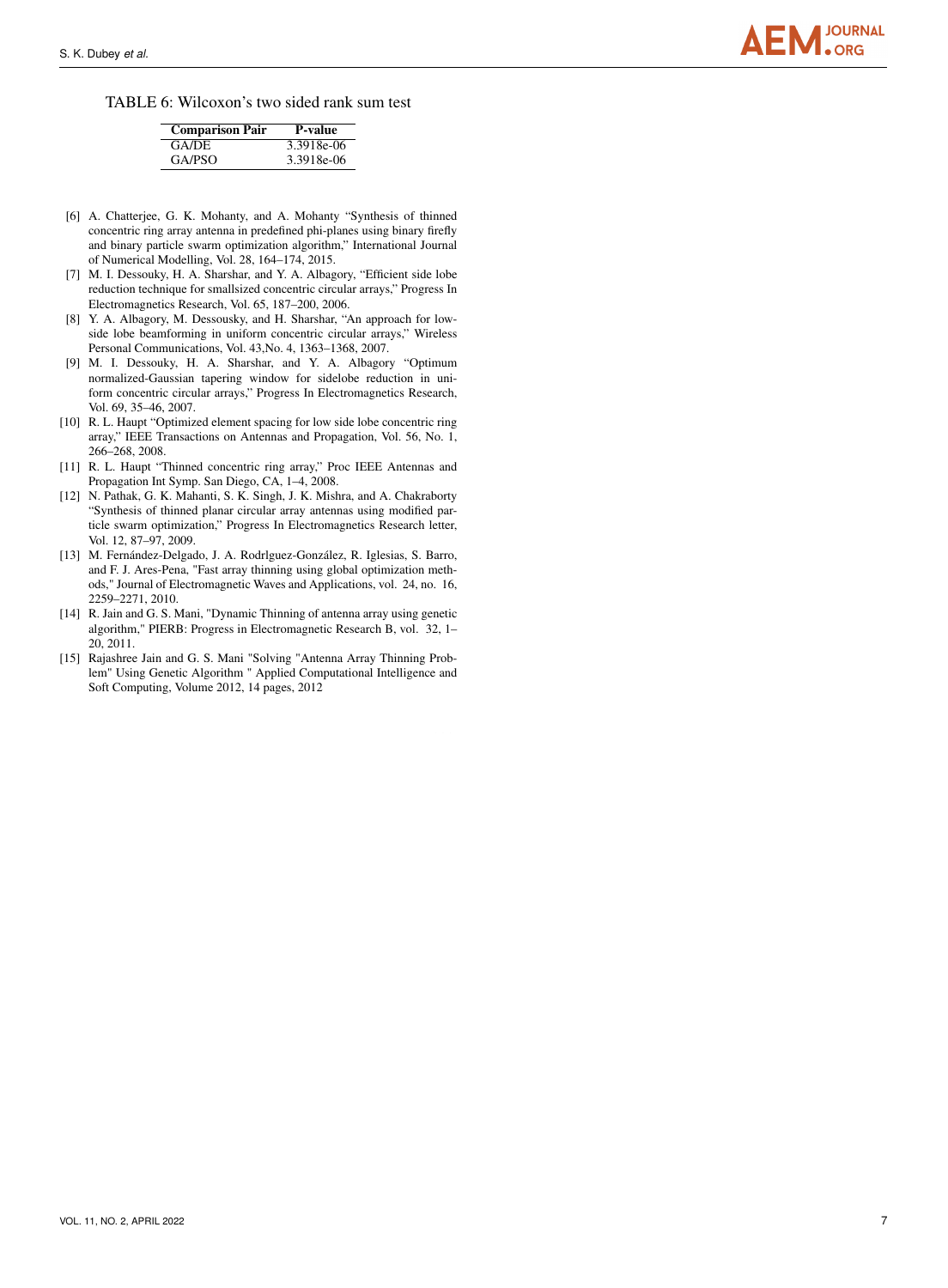TABLE 6: Wilcoxon's two sided rank sum test

| Comparison Pair | P-value |
|---|---|
| GA/DE | 3.3918e-06 |
| GA/PSO | 3.3918e-06 |

[6] A. Chatterjee, G. K. Mohanty, and A. Mohanty "Synthesis of thinned concentric ring array antenna in predefined phi-planes using binary firefly and binary particle swarm optimization algorithm," International Journal of Numerical Modelling, Vol. 28, 164–174, 2015.

[7] M. I. Dessouky, H. A. Sharshar, and Y. A. Albagory, "Efficient side lobe reduction technique for smallsized concentric circular arrays," Progress In Electromagnetics Research, Vol. 65, 187–200, 2006.

[8] Y. A. Albagory, M. Dessousky, and H. Sharshar, "An approach for low-side lobe beamforming in uniform concentric circular arrays," Wireless Personal Communications, Vol. 43,No. 4, 1363–1368, 2007.

[9] M. I. Dessouky, H. A. Sharshar, and Y. A. Albagory "Optimum normalized-Gaussian tapering window for sidelobe reduction in uniform concentric circular arrays," Progress In Electromagnetics Research, Vol. 69, 35–46, 2007.

[10] R. L. Haupt "Optimized element spacing for low side lobe concentric ring array," IEEE Transactions on Antennas and Propagation, Vol. 56, No. 1, 266–268, 2008.

[11] R. L. Haupt "Thinned concentric ring array," Proc IEEE Antennas and Propagation Int Symp. San Diego, CA, 1–4, 2008.

[12] N. Pathak, G. K. Mahanti, S. K. Singh, J. K. Mishra, and A. Chakraborty "Synthesis of thinned planar circular array antennas using modified particle swarm optimization," Progress In Electromagnetics Research letter, Vol. 12, 87–97, 2009.

[13] M. Fernández-Delgado, J. A. Rodrlguez-González, R. Iglesias, S. Barro, and F. J. Ares-Pena, "Fast array thinning using global optimization methods," Journal of Electromagnetic Waves and Applications, vol. 24, no. 16, 2259–2271, 2010.

[14] R. Jain and G. S. Mani, "Dynamic Thinning of antenna array using genetic algorithm," PIERB: Progress in Electromagnetic Research B, vol. 32, 1–20, 2011.

[15] Rajashree Jain and G. S. Mani "Solving "Antenna Array Thinning Problem" Using Genetic Algorithm " Applied Computational Intelligence and Soft Computing, Volume 2012, 14 pages, 2012